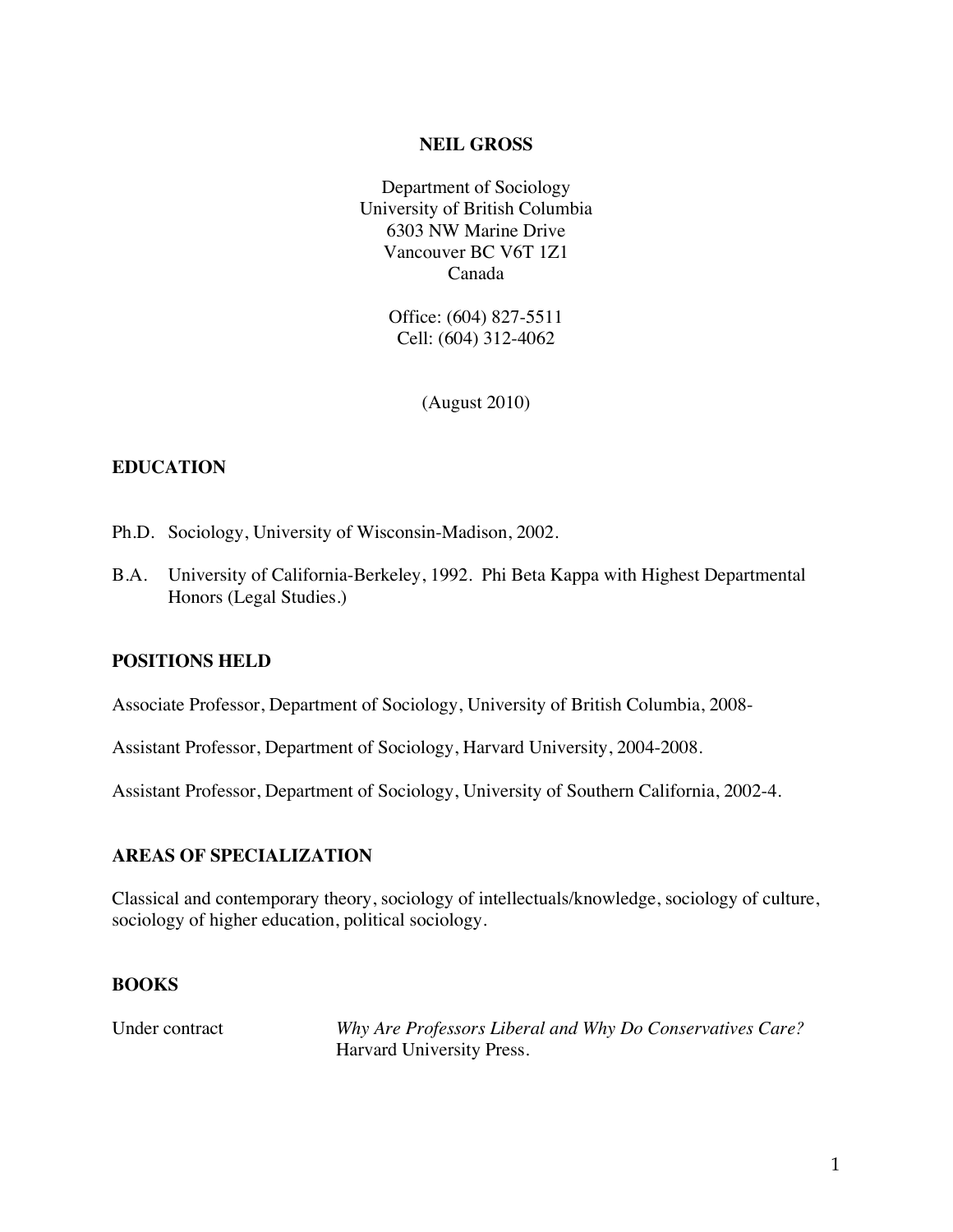# NEIL GROSS

Department of Sociology
University of British Columbia
6303 NW Marine Drive
Vancouver BC V6T 1Z1
Canada

Office: (604) 827-5511
Cell: (604) 312-4062

(August 2010)

## EDUCATION

Ph.D. Sociology, University of Wisconsin-Madison, 2002.

B.A. University of California-Berkeley, 1992. Phi Beta Kappa with Highest Departmental Honors (Legal Studies.)

## POSITIONS HELD

Associate Professor, Department of Sociology, University of British Columbia, 2008-

Assistant Professor, Department of Sociology, Harvard University, 2004-2008.

Assistant Professor, Department of Sociology, University of Southern California, 2002-4.

## AREAS OF SPECIALIZATION

Classical and contemporary theory, sociology of intellectuals/knowledge, sociology of culture, sociology of higher education, political sociology.

## BOOKS

Under contract — *Why Are Professors Liberal and Why Do Conservatives Care?* Harvard University Press.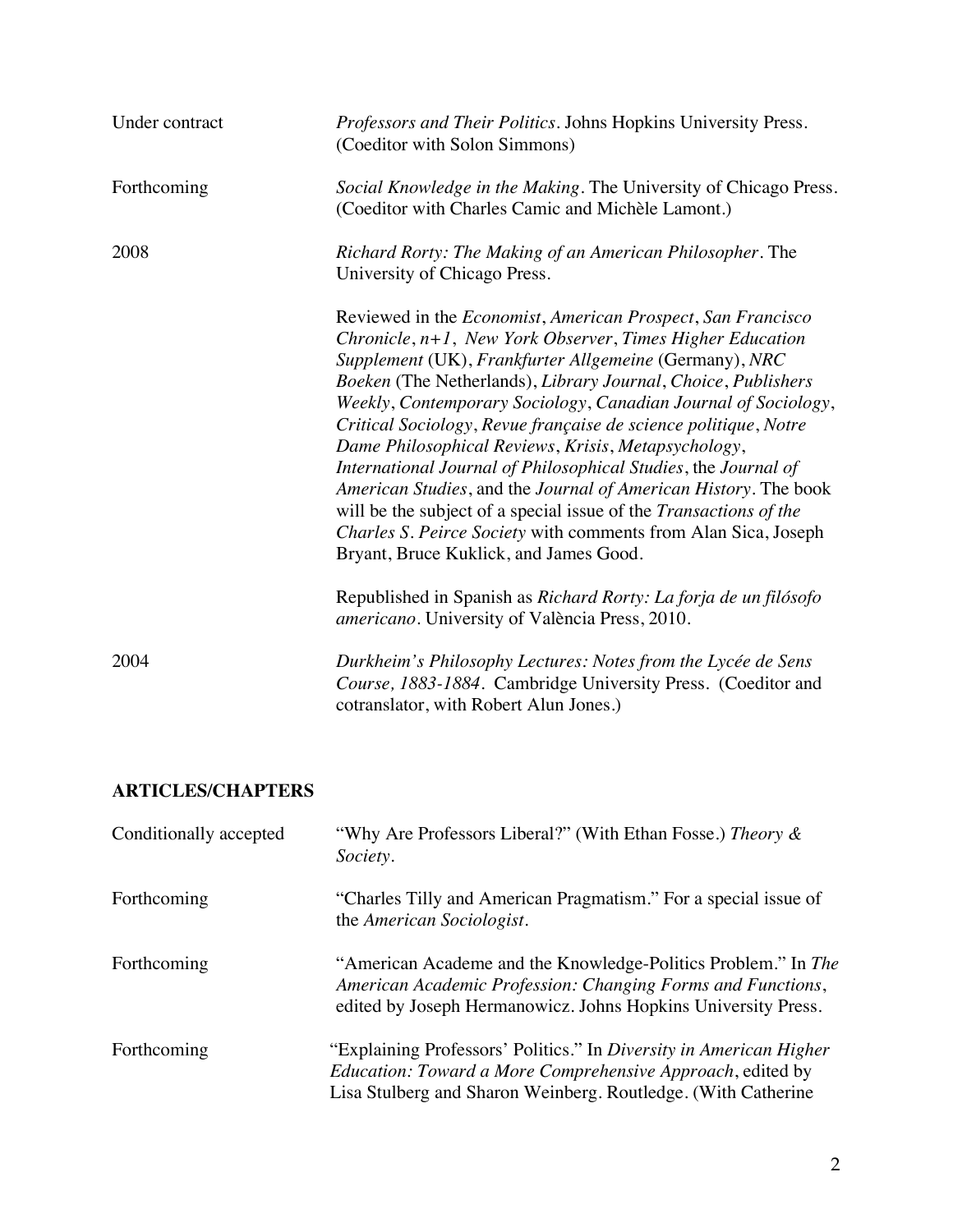| | |
|---|---|
| Under contract | *Professors and Their Politics*. Johns Hopkins University Press. (Coeditor with Solon Simmons) |
| Forthcoming | *Social Knowledge in the Making*. The University of Chicago Press. (Coeditor with Charles Camic and Michèle Lamont.) |
| 2008 | *Richard Rorty: The Making of an American Philosopher*. The University of Chicago Press. |
| | Reviewed in the *Economist*, *American Prospect*, *San Francisco Chronicle*, *n+1*, *New York Observer*, *Times Higher Education Supplement* (UK), *Frankfurter Allgemeine* (Germany), *NRC Boeken* (The Netherlands), *Library Journal*, *Choice*, *Publishers Weekly*, *Contemporary Sociology*, *Canadian Journal of Sociology*, *Critical Sociology*, *Revue française de science politique*, *Notre Dame Philosophical Reviews*, *Krisis*, *Metapsychology*, *International Journal of Philosophical Studies*, the *Journal of American Studies*, and the *Journal of American History*. The book will be the subject of a special issue of the *Transactions of the Charles S. Peirce Society* with comments from Alan Sica, Joseph Bryant, Bruce Kuklick, and James Good. |
| | Republished in Spanish as *Richard Rorty: La forja de un filósofo americano*. University of València Press, 2010. |
| 2004 | *Durkheim's Philosophy Lectures: Notes from the Lycée de Sens Course, 1883-1884*. Cambridge University Press. (Coeditor and cotranslator, with Robert Alun Jones.) |

## ARTICLES/CHAPTERS

| | |
|---|---|
| Conditionally accepted | "Why Are Professors Liberal?" (With Ethan Fosse.) *Theory & Society*. |
| Forthcoming | "Charles Tilly and American Pragmatism." For a special issue of the *American Sociologist*. |
| Forthcoming | "American Academe and the Knowledge-Politics Problem." In *The American Academic Profession: Changing Forms and Functions*, edited by Joseph Hermanowicz. Johns Hopkins University Press. |
| Forthcoming | "Explaining Professors' Politics." In *Diversity in American Higher Education: Toward a More Comprehensive Approach*, edited by Lisa Stulberg and Sharon Weinberg. Routledge. (With Catherine |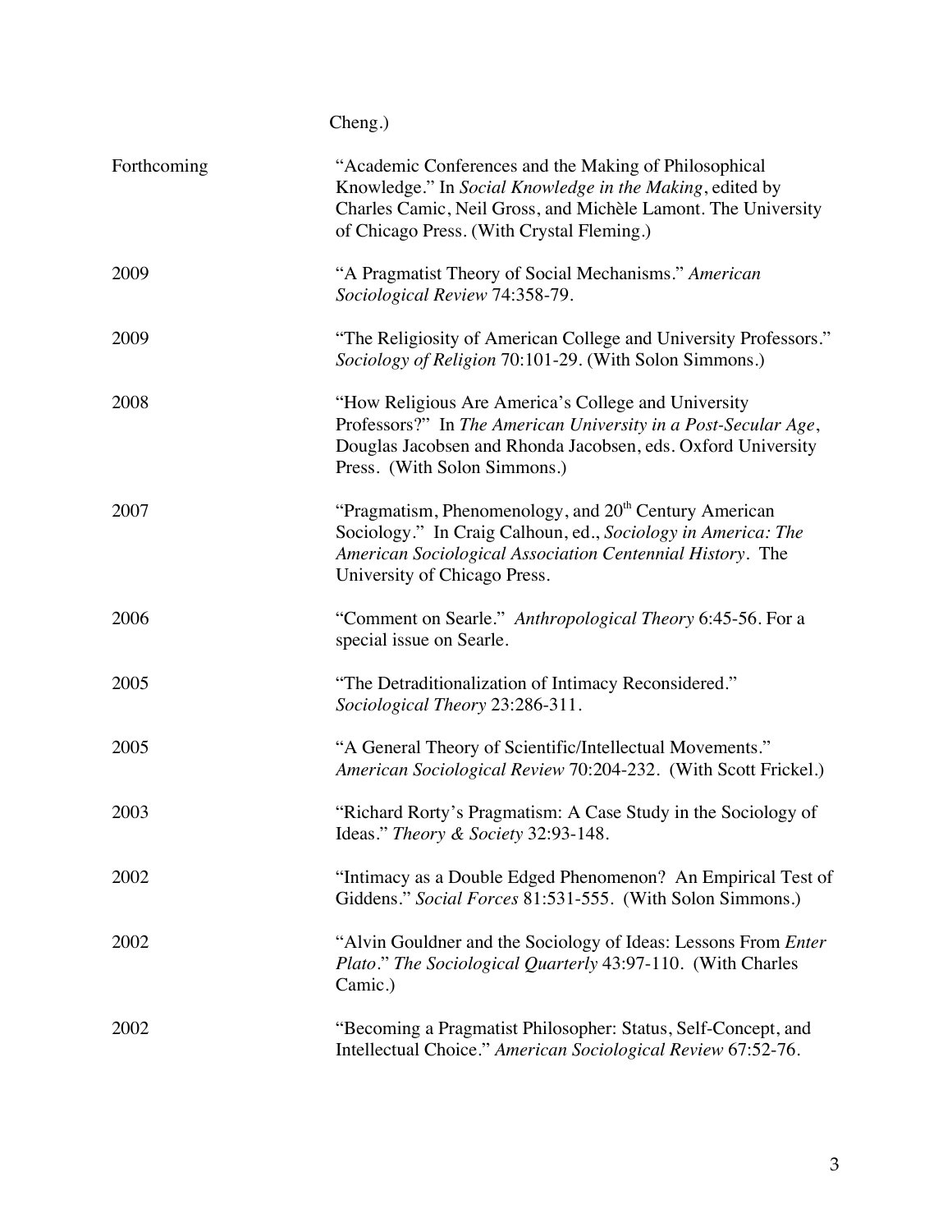Cheng.)

Forthcoming "Academic Conferences and the Making of Philosophical Knowledge." In *Social Knowledge in the Making*, edited by Charles Camic, Neil Gross, and Michèle Lamont. The University of Chicago Press. (With Crystal Fleming.)

2009 "A Pragmatist Theory of Social Mechanisms." *American Sociological Review* 74:358-79.

2009 "The Religiosity of American College and University Professors." *Sociology of Religion* 70:101-29. (With Solon Simmons.)

2008 "How Religious Are America's College and University Professors?" In *The American University in a Post-Secular Age*, Douglas Jacobsen and Rhonda Jacobsen, eds. Oxford University Press. (With Solon Simmons.)

2007 "Pragmatism, Phenomenology, and 20th Century American Sociology." In Craig Calhoun, ed., *Sociology in America: The American Sociological Association Centennial History*. The University of Chicago Press.

2006 "Comment on Searle." *Anthropological Theory* 6:45-56. For a special issue on Searle.

2005 "The Detraditionalization of Intimacy Reconsidered." *Sociological Theory* 23:286-311.

2005 "A General Theory of Scientific/Intellectual Movements." *American Sociological Review* 70:204-232. (With Scott Frickel.)

2003 "Richard Rorty's Pragmatism: A Case Study in the Sociology of Ideas." *Theory & Society* 32:93-148.

2002 "Intimacy as a Double Edged Phenomenon? An Empirical Test of Giddens." *Social Forces* 81:531-555. (With Solon Simmons.)

2002 "Alvin Gouldner and the Sociology of Ideas: Lessons From *Enter Plato*." *The Sociological Quarterly* 43:97-110. (With Charles Camic.)

2002 "Becoming a Pragmatist Philosopher: Status, Self-Concept, and Intellectual Choice." *American Sociological Review* 67:52-76.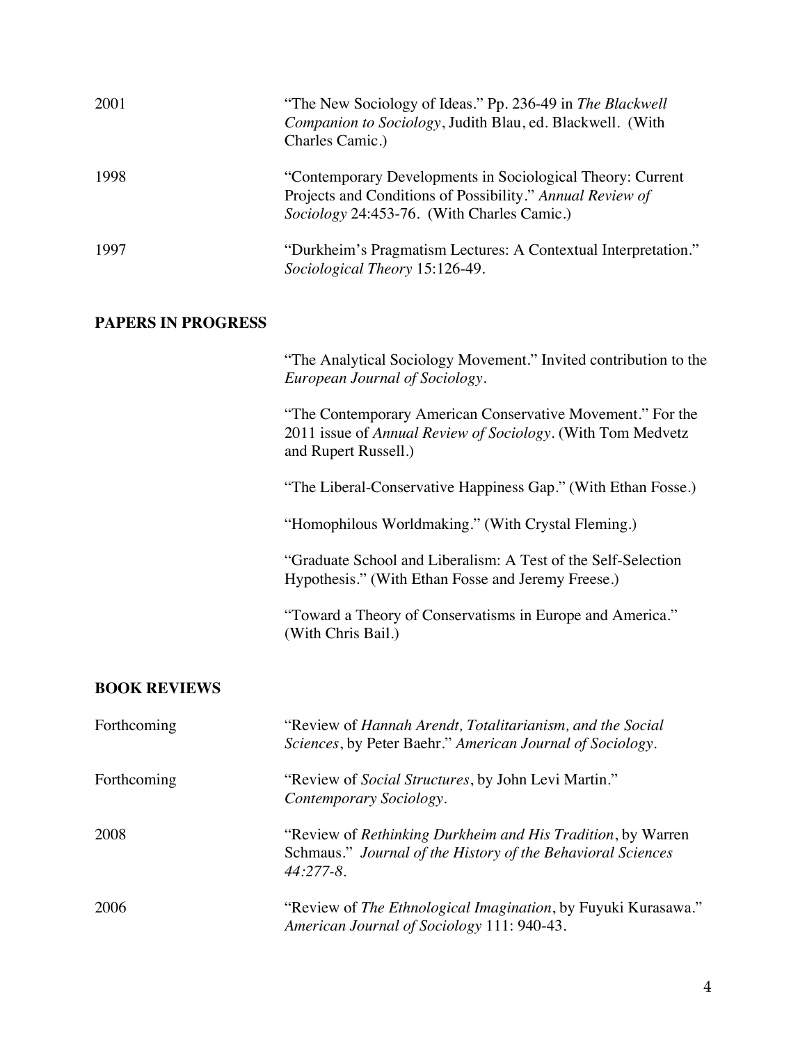2001 "The New Sociology of Ideas." Pp. 236-49 in *The Blackwell Companion to Sociology*, Judith Blau, ed. Blackwell. (With Charles Camic.)

1998 "Contemporary Developments in Sociological Theory: Current Projects and Conditions of Possibility." *Annual Review of Sociology* 24:453-76. (With Charles Camic.)

1997 "Durkheim's Pragmatism Lectures: A Contextual Interpretation." *Sociological Theory* 15:126-49.

## PAPERS IN PROGRESS

"The Analytical Sociology Movement." Invited contribution to the *European Journal of Sociology*.

"The Contemporary American Conservative Movement." For the 2011 issue of *Annual Review of Sociology*. (With Tom Medvetz and Rupert Russell.)

"The Liberal-Conservative Happiness Gap." (With Ethan Fosse.)

"Homophilous Worldmaking." (With Crystal Fleming.)

"Graduate School and Liberalism: A Test of the Self-Selection Hypothesis." (With Ethan Fosse and Jeremy Freese.)

"Toward a Theory of Conservatisms in Europe and America." (With Chris Bail.)

## BOOK REVIEWS

Forthcoming "Review of *Hannah Arendt, Totalitarianism, and the Social Sciences*, by Peter Baehr." *American Journal of Sociology*.

Forthcoming "Review of *Social Structures*, by John Levi Martin." *Contemporary Sociology*.

2008 "Review of *Rethinking Durkheim and His Tradition*, by Warren Schmaus." *Journal of the History of the Behavioral Sciences 44:277-8*.

2006 "Review of *The Ethnological Imagination*, by Fuyuki Kurasawa." *American Journal of Sociology* 111: 940-43.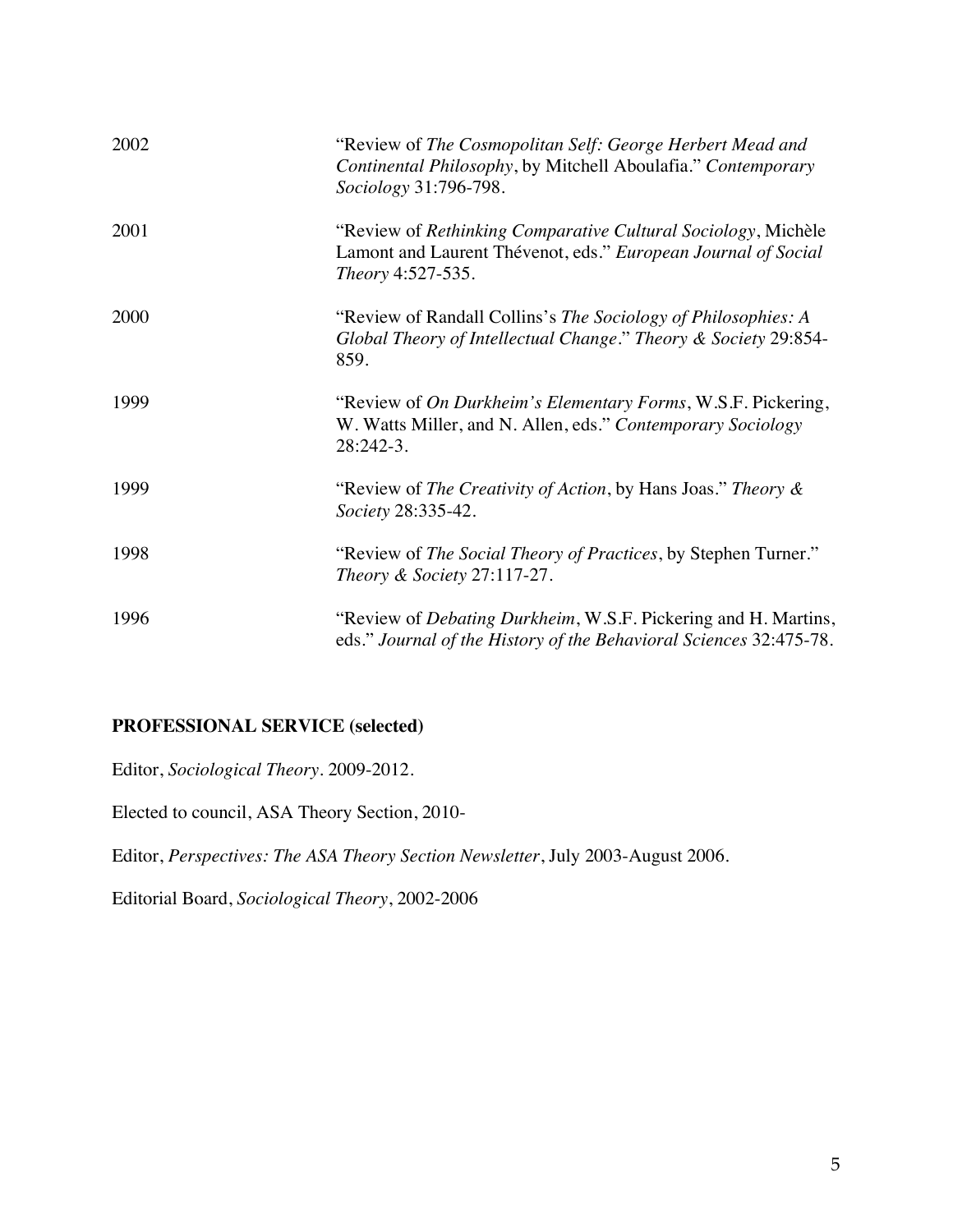2002 "Review of *The Cosmopolitan Self: George Herbert Mead and Continental Philosophy*, by Mitchell Aboulafia." *Contemporary Sociology* 31:796-798.

2001 "Review of *Rethinking Comparative Cultural Sociology*, Michèle Lamont and Laurent Thévenot, eds." *European Journal of Social Theory* 4:527-535.

2000 "Review of Randall Collins's *The Sociology of Philosophies: A Global Theory of Intellectual Change*." *Theory & Society* 29:854-859.

1999 "Review of *On Durkheim's Elementary Forms*, W.S.F. Pickering, W. Watts Miller, and N. Allen, eds." *Contemporary Sociology* 28:242-3.

1999 "Review of *The Creativity of Action*, by Hans Joas." *Theory & Society* 28:335-42.

1998 "Review of *The Social Theory of Practices*, by Stephen Turner." *Theory & Society* 27:117-27.

1996 "Review of *Debating Durkheim*, W.S.F. Pickering and H. Martins, eds." *Journal of the History of the Behavioral Sciences* 32:475-78.

## PROFESSIONAL SERVICE (selected)

Editor, *Sociological Theory*. 2009-2012.

Elected to council, ASA Theory Section, 2010-

Editor, *Perspectives: The ASA Theory Section Newsletter*, July 2003-August 2006.

Editorial Board, *Sociological Theory*, 2002-2006